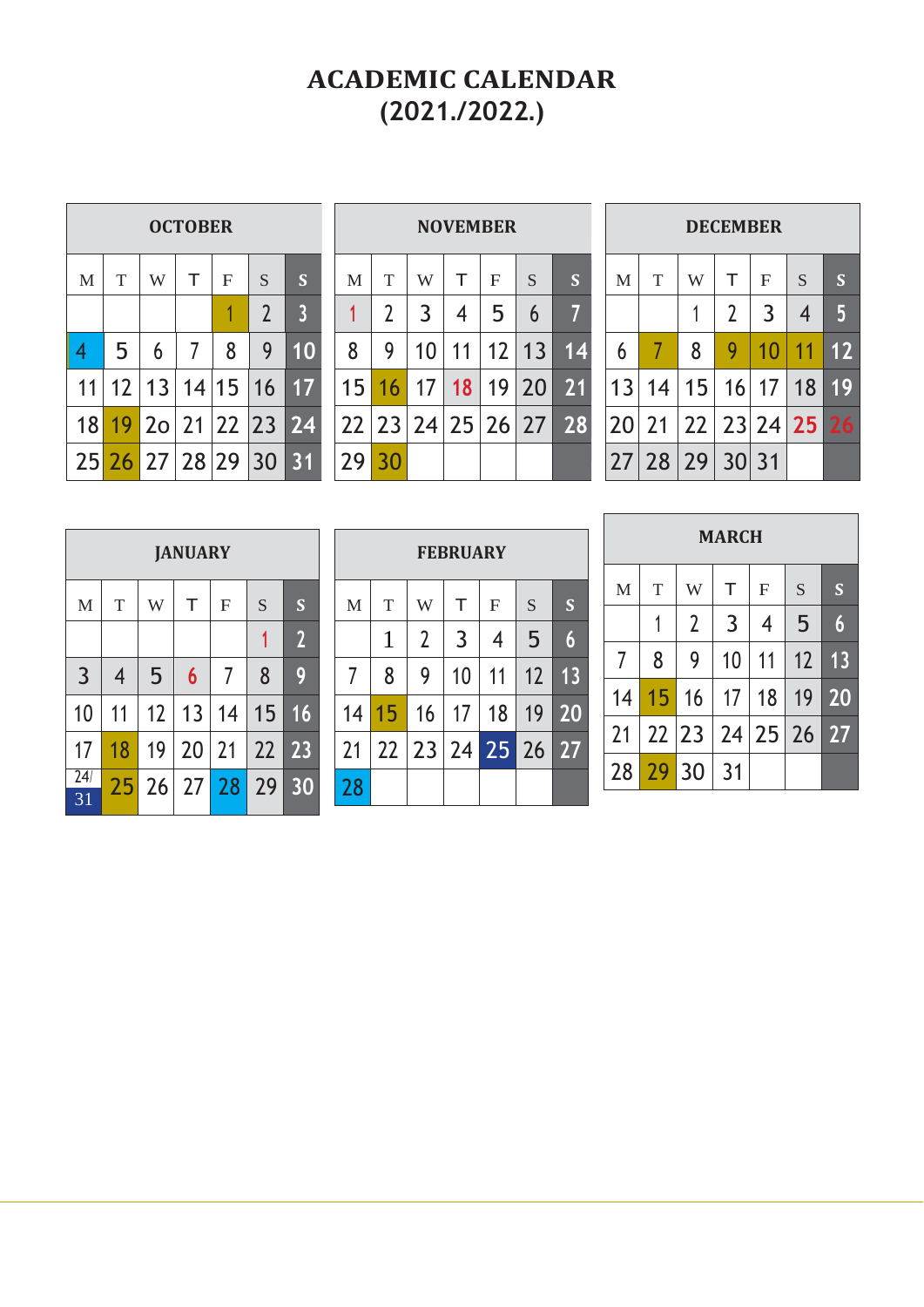# ACADEMIC CALENDAR
# (2021./2022.)

## OCTOBER

| M | T | W | T | F | S | S |
|---|---|---|---|---|---|---|
| | | | | 1 | 2 | 3 |
| 4 | 5 | 6 | 7 | 8 | 9 | 10 |
| 11 | 12 | 13 | 14 | 15 | 16 | 17 |
| 18 | 19 | 2o | 21 | 22 | 23 | 24 |
| 25 | 26 | 27 | 28 | 29 | 30 | 31 |

## NOVEMBER

| M | T | W | T | F | S | S |
|---|---|---|---|---|---|---|
| 1 | 2 | 3 | 4 | 5 | 6 | 7 |
| 8 | 9 | 10 | 11 | 12 | 13 | 14 |
| 15 | 16 | 17 | 18 | 19 | 20 | 21 |
| 22 | 23 | 24 | 25 | 26 | 27 | 28 |
| 29 | 30 | | | | | |

## DECEMBER

| M | T | W | T | F | S | S |
|---|---|---|---|---|---|---|
| | | 1 | 2 | 3 | 4 | 5 |
| 6 | 7 | 8 | 9 | 10 | 11 | 12 |
| 13 | 14 | 15 | 16 | 17 | 18 | 19 |
| 20 | 21 | 22 | 23 | 24 | 25 | 26 |
| 27 | 28 | 29 | 30 | 31 | | |

## JANUARY

| M | T | W | T | F | S | S |
|---|---|---|---|---|---|---|
| | | | | | 1 | 2 |
| 3 | 4 | 5 | 6 | 7 | 8 | 9 |
| 10 | 11 | 12 | 13 | 14 | 15 | 16 |
| 17 | 18 | 19 | 20 | 21 | 22 | 23 |
| 24/ 31 | 25 | 26 | 27 | 28 | 29 | 30 |

## FEBRUARY

| M | T | W | T | F | S | S |
|---|---|---|---|---|---|---|
| | 1 | 2 | 3 | 4 | 5 | 6 |
| 7 | 8 | 9 | 10 | 11 | 12 | 13 |
| 14 | 15 | 16 | 17 | 18 | 19 | 20 |
| 21 | 22 | 23 | 24 | 25 | 26 | 27 |
| 28 | | | | | | |

## MARCH

| M | T | W | T | F | S | S |
|---|---|---|---|---|---|---|
| | 1 | 2 | 3 | 4 | 5 | 6 |
| 7 | 8 | 9 | 10 | 11 | 12 | 13 |
| 14 | 15 | 16 | 17 | 18 | 19 | 20 |
| 21 | 22 | 23 | 24 | 25 | 26 | 27 |
| 28 | 29 | 30 | 31 | | | |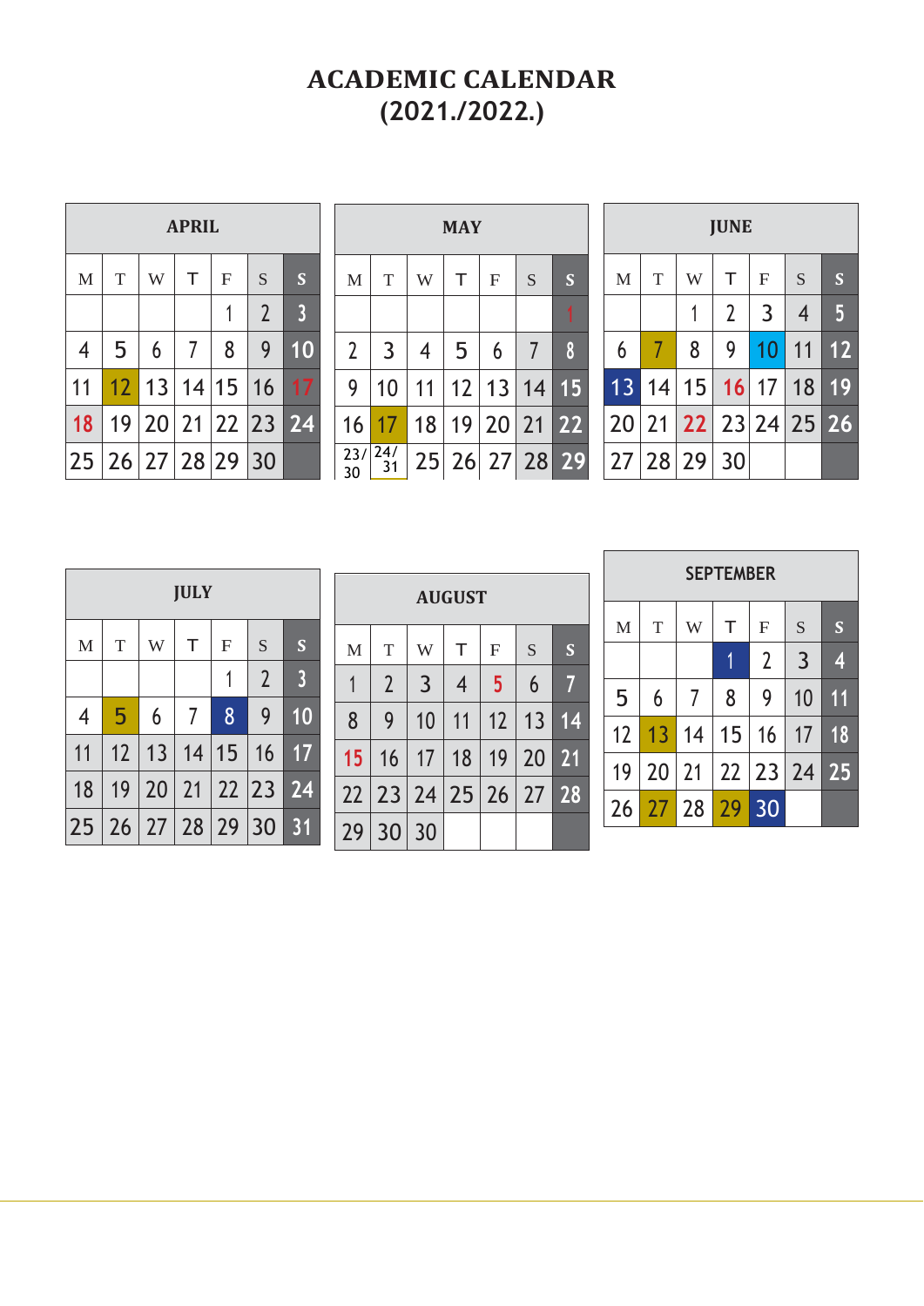# ACADEMIC CALENDAR
# (2021./2022.)

**APRIL**

| M | T | W | T | F | S | S |
|---|---|---|---|---|---|---|
| | | | | 1 | 2 | 3 |
| 4 | 5 | 6 | 7 | 8 | 9 | 10 |
| 11 | 12 | 13 | 14 | 15 | 16 | 17 |
| 18 | 19 | 20 | 21 | 22 | 23 | 24 |
| 25 | 26 | 27 | 28 | 29 | 30 | |

**MAY**

| M | T | W | T | F | S | S |
|---|---|---|---|---|---|---|
| | | | | | | 1 |
| 2 | 3 | 4 | 5 | 6 | 7 | 8 |
| 9 | 10 | 11 | 12 | 13 | 14 | 15 |
| 16 | 17 | 18 | 19 | 20 | 21 | 22 |
| 23/30 | 24/31 | 25 | 26 | 27 | 28 | 29 |

**JUNE**

| M | T | W | T | F | S | S |
|---|---|---|---|---|---|---|
| | | 1 | 2 | 3 | 4 | 5 |
| 6 | 7 | 8 | 9 | 10 | 11 | 12 |
| 13 | 14 | 15 | 16 | 17 | 18 | 19 |
| 20 | 21 | 22 | 23 | 24 | 25 | 26 |
| 27 | 28 | 29 | 30 | | | |

**JULY**

| M | T | W | T | F | S | S |
|---|---|---|---|---|---|---|
| | | | | 1 | 2 | 3 |
| 4 | 5 | 6 | 7 | 8 | 9 | 10 |
| 11 | 12 | 13 | 14 | 15 | 16 | 17 |
| 18 | 19 | 20 | 21 | 22 | 23 | 24 |
| 25 | 26 | 27 | 28 | 29 | 30 | 31 |

**AUGUST**

| M | T | W | T | F | S | S |
|---|---|---|---|---|---|---|
| 1 | 2 | 3 | 4 | 5 | 6 | 7 |
| 8 | 9 | 10 | 11 | 12 | 13 | 14 |
| 15 | 16 | 17 | 18 | 19 | 20 | 21 |
| 22 | 23 | 24 | 25 | 26 | 27 | 28 |
| 29 | 30 | 30 | | | | |

**SEPTEMBER**

| M | T | W | T | F | S | S |
|---|---|---|---|---|---|---|
| | | | 1 | 2 | 3 | 4 |
| 5 | 6 | 7 | 8 | 9 | 10 | 11 |
| 12 | 13 | 14 | 15 | 16 | 17 | 18 |
| 19 | 20 | 21 | 22 | 23 | 24 | 25 |
| 26 | 27 | 28 | 29 | 30 | | |